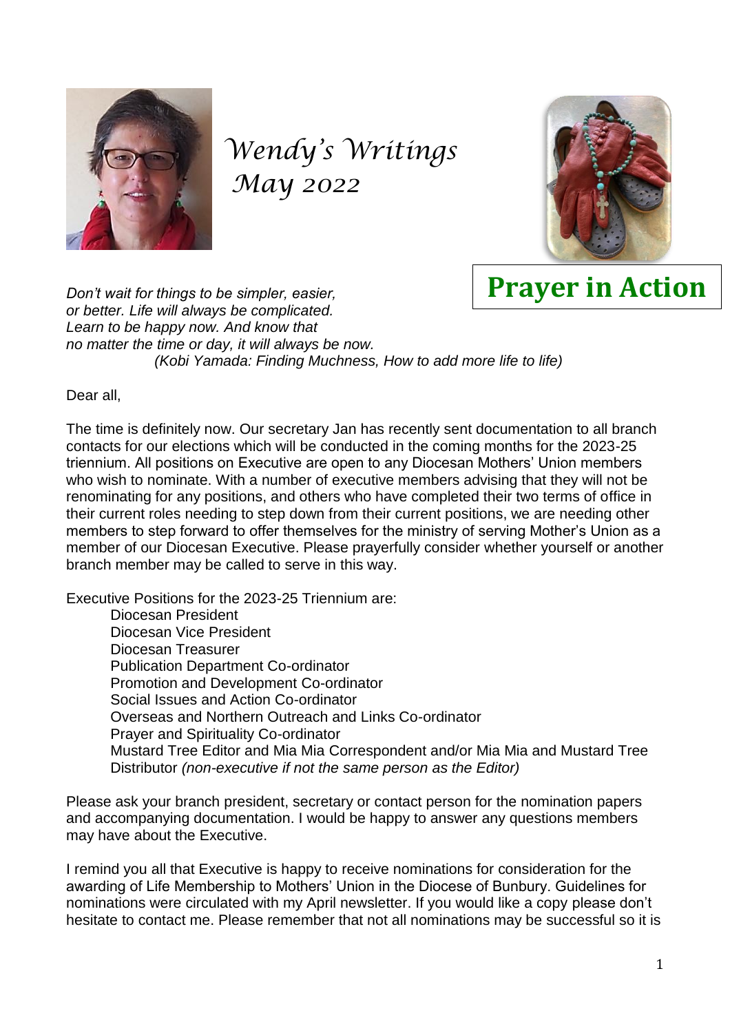# *Wendy's Writings*
# *May 2022*

## Prayer in Action

*Don't wait for things to be simpler, easier,*
*or better. Life will always be complicated.*
*Learn to be happy now. And know that*
*no matter the time or day, it will always be now.*
*(Kobi Yamada: Finding Muchness, How to add more life to life)*

Dear all,

The time is definitely now. Our secretary Jan has recently sent documentation to all branch contacts for our elections which will be conducted in the coming months for the 2023-25 triennium. All positions on Executive are open to any Diocesan Mothers' Union members who wish to nominate. With a number of executive members advising that they will not be renominating for any positions, and others who have completed their two terms of office in their current roles needing to step down from their current positions, we are needing other members to step forward to offer themselves for the ministry of serving Mother's Union as a member of our Diocesan Executive. Please prayerfully consider whether yourself or another branch member may be called to serve in this way.

Executive Positions for the 2023-25 Triennium are:

- Diocesan President
- Diocesan Vice President
- Diocesan Treasurer
- Publication Department Co-ordinator
- Promotion and Development Co-ordinator
- Social Issues and Action Co-ordinator
- Overseas and Northern Outreach and Links Co-ordinator
- Prayer and Spirituality Co-ordinator
- Mustard Tree Editor and Mia Mia Correspondent and/or Mia Mia and Mustard Tree Distributor *(non-executive if not the same person as the Editor)*

Please ask your branch president, secretary or contact person for the nomination papers and accompanying documentation. I would be happy to answer any questions members may have about the Executive.

I remind you all that Executive is happy to receive nominations for consideration for the awarding of Life Membership to Mothers' Union in the Diocese of Bunbury. Guidelines for nominations were circulated with my April newsletter. If you would like a copy please don't hesitate to contact me. Please remember that not all nominations may be successful so it is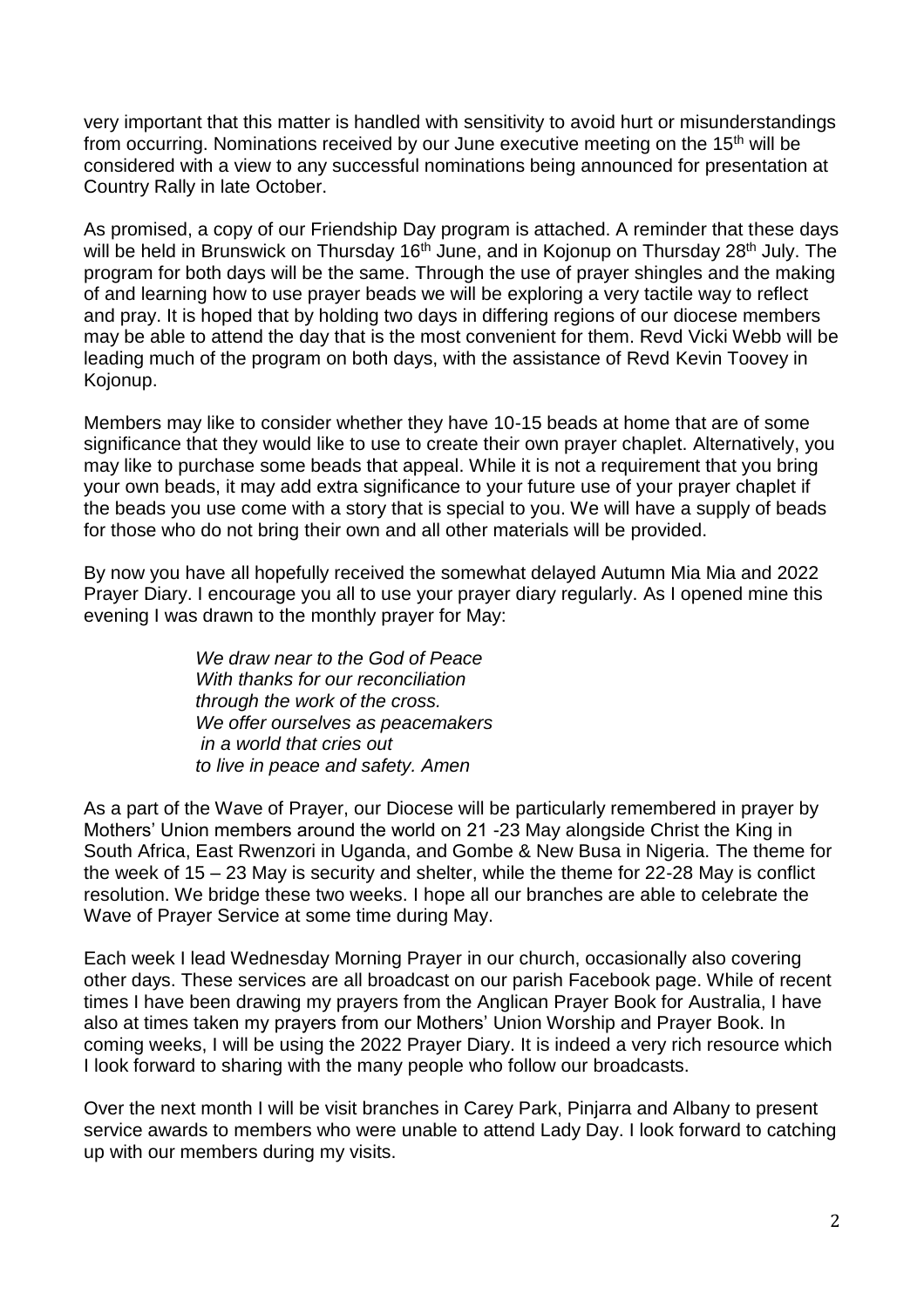very important that this matter is handled with sensitivity to avoid hurt or misunderstandings from occurring. Nominations received by our June executive meeting on the 15th will be considered with a view to any successful nominations being announced for presentation at Country Rally in late October.

As promised, a copy of our Friendship Day program is attached. A reminder that these days will be held in Brunswick on Thursday 16th June, and in Kojonup on Thursday 28th July. The program for both days will be the same. Through the use of prayer shingles and the making of and learning how to use prayer beads we will be exploring a very tactile way to reflect and pray. It is hoped that by holding two days in differing regions of our diocese members may be able to attend the day that is the most convenient for them. Revd Vicki Webb will be leading much of the program on both days, with the assistance of Revd Kevin Toovey in Kojonup.

Members may like to consider whether they have 10-15 beads at home that are of some significance that they would like to use to create their own prayer chaplet. Alternatively, you may like to purchase some beads that appeal. While it is not a requirement that you bring your own beads, it may add extra significance to your future use of your prayer chaplet if the beads you use come with a story that is special to you. We will have a supply of beads for those who do not bring their own and all other materials will be provided.

By now you have all hopefully received the somewhat delayed Autumn Mia Mia and 2022 Prayer Diary. I encourage you all to use your prayer diary regularly. As I opened mine this evening I was drawn to the monthly prayer for May:

> *We draw near to the God of Peace*
> *With thanks for our reconciliation*
> *through the work of the cross.*
> *We offer ourselves as peacemakers*
> *in a world that cries out*
> *to live in peace and safety. Amen*

As a part of the Wave of Prayer, our Diocese will be particularly remembered in prayer by Mothers' Union members around the world on 21 -23 May alongside Christ the King in South Africa, East Rwenzori in Uganda, and Gombe & New Busa in Nigeria. The theme for the week of 15 – 23 May is security and shelter, while the theme for 22-28 May is conflict resolution. We bridge these two weeks. I hope all our branches are able to celebrate the Wave of Prayer Service at some time during May.

Each week I lead Wednesday Morning Prayer in our church, occasionally also covering other days. These services are all broadcast on our parish Facebook page. While of recent times I have been drawing my prayers from the Anglican Prayer Book for Australia, I have also at times taken my prayers from our Mothers' Union Worship and Prayer Book. In coming weeks, I will be using the 2022 Prayer Diary. It is indeed a very rich resource which I look forward to sharing with the many people who follow our broadcasts.

Over the next month I will be visit branches in Carey Park, Pinjarra and Albany to present service awards to members who were unable to attend Lady Day. I look forward to catching up with our members during my visits.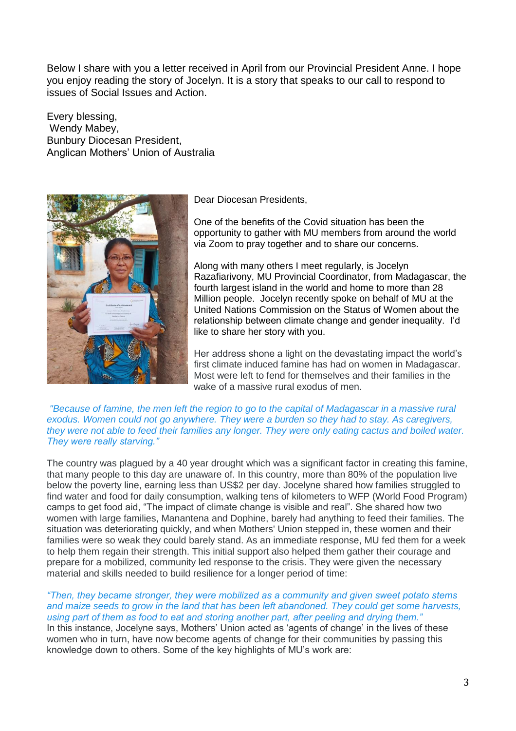Below I share with you a letter received in April from our Provincial President Anne. I hope you enjoy reading the story of Jocelyn. It is a story that speaks to our call to respond to issues of Social Issues and Action.

Every blessing,  
Wendy Mabey,  
Bunbury Diocesan President,  
Anglican Mothers' Union of Australia

Dear Diocesan Presidents,

One of the benefits of the Covid situation has been the opportunity to gather with MU members from around the world via Zoom to pray together and to share our concerns.

Along with many others I meet regularly, is Jocelyn Razafiarivony, MU Provincial Coordinator, from Madagascar, the fourth largest island in the world and home to more than 28 Million people. Jocelyn recently spoke on behalf of MU at the United Nations Commission on the Status of Women about the relationship between climate change and gender inequality. I'd like to share her story with you.

Her address shone a light on the devastating impact the world's first climate induced famine has had on women in Madagascar. Most were left to fend for themselves and their families in the wake of a massive rural exodus of men.

*"Because of famine, the men left the region to go to the capital of Madagascar in a massive rural exodus. Women could not go anywhere. They were a burden so they had to stay. As caregivers, they were not able to feed their families any longer. They were only eating cactus and boiled water. They were really starving."*

The country was plagued by a 40 year drought which was a significant factor in creating this famine, that many people to this day are unaware of. In this country, more than 80% of the population live below the poverty line, earning less than US$2 per day. Jocelyne shared how families struggled to find water and food for daily consumption, walking tens of kilometers to WFP (World Food Program) camps to get food aid, "The impact of climate change is visible and real". She shared how two women with large families, Manantena and Dophine, barely had anything to feed their families. The situation was deteriorating quickly, and when Mothers' Union stepped in, these women and their families were so weak they could barely stand. As an immediate response, MU fed them for a week to help them regain their strength. This initial support also helped them gather their courage and prepare for a mobilized, community led response to the crisis. They were given the necessary material and skills needed to build resilience for a longer period of time:

*"Then, they became stronger, they were mobilized as a community and given sweet potato stems and maize seeds to grow in the land that has been left abandoned. They could get some harvests, using part of them as food to eat and storing another part, after peeling and drying them."*

In this instance, Jocelyne says, Mothers' Union acted as 'agents of change' in the lives of these women who in turn, have now become agents of change for their communities by passing this knowledge down to others. Some of the key highlights of MU's work are: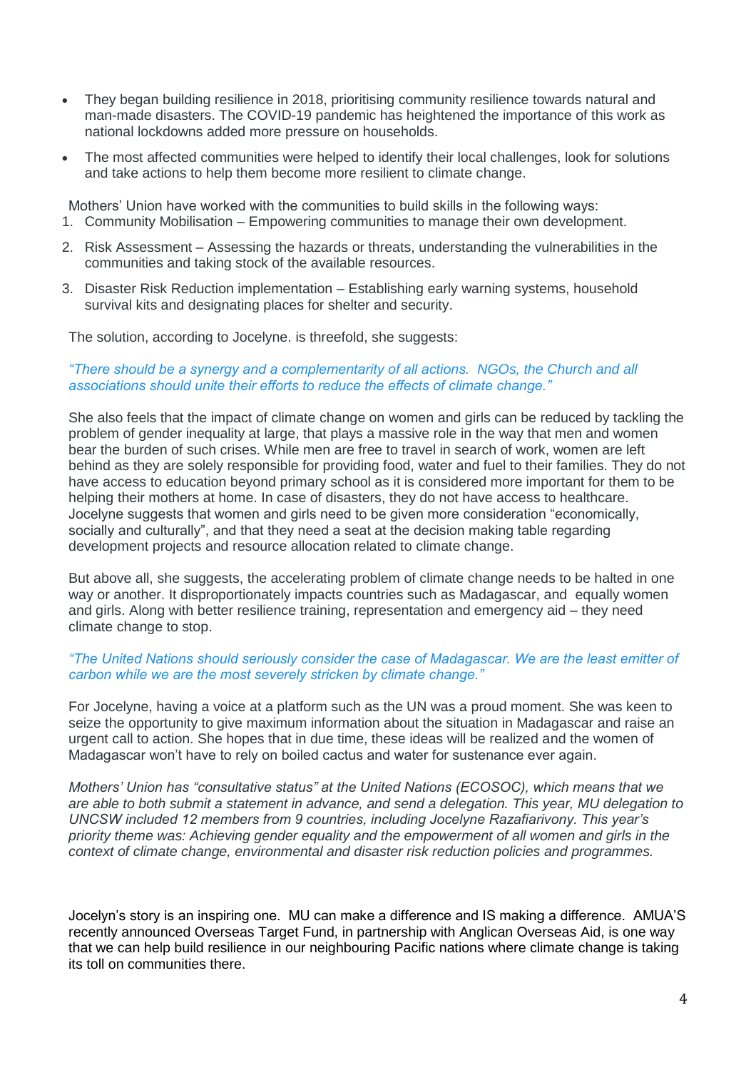- They began building resilience in 2018, prioritising community resilience towards natural and man-made disasters. The COVID-19 pandemic has heightened the importance of this work as national lockdowns added more pressure on households.
- The most affected communities were helped to identify their local challenges, look for solutions and take actions to help them become more resilient to climate change.

Mothers' Union have worked with the communities to build skills in the following ways:

1. Community Mobilisation – Empowering communities to manage their own development.
2. Risk Assessment – Assessing the hazards or threats, understanding the vulnerabilities in the communities and taking stock of the available resources.
3. Disaster Risk Reduction implementation – Establishing early warning systems, household survival kits and designating places for shelter and security.

The solution, according to Jocelyne. is threefold, she suggests:

*"There should be a synergy and a complementarity of all actions. NGOs, the Church and all associations should unite their efforts to reduce the effects of climate change."*

She also feels that the impact of climate change on women and girls can be reduced by tackling the problem of gender inequality at large, that plays a massive role in the way that men and women bear the burden of such crises. While men are free to travel in search of work, women are left behind as they are solely responsible for providing food, water and fuel to their families. They do not have access to education beyond primary school as it is considered more important for them to be helping their mothers at home. In case of disasters, they do not have access to healthcare. Jocelyne suggests that women and girls need to be given more consideration "economically, socially and culturally", and that they need a seat at the decision making table regarding development projects and resource allocation related to climate change.

But above all, she suggests, the accelerating problem of climate change needs to be halted in one way or another. It disproportionately impacts countries such as Madagascar, and equally women and girls. Along with better resilience training, representation and emergency aid – they need climate change to stop.

*"The United Nations should seriously consider the case of Madagascar. We are the least emitter of carbon while we are the most severely stricken by climate change."*

For Jocelyne, having a voice at a platform such as the UN was a proud moment. She was keen to seize the opportunity to give maximum information about the situation in Madagascar and raise an urgent call to action. She hopes that in due time, these ideas will be realized and the women of Madagascar won't have to rely on boiled cactus and water for sustenance ever again.

*Mothers' Union has "consultative status" at the United Nations (ECOSOC), which means that we are able to both submit a statement in advance, and send a delegation. This year, MU delegation to UNCSW included 12 members from 9 countries, including Jocelyne Razafiarivony. This year's priority theme was: Achieving gender equality and the empowerment of all women and girls in the context of climate change, environmental and disaster risk reduction policies and programmes.*

Jocelyn's story is an inspiring one. MU can make a difference and IS making a difference. AMUA'S recently announced Overseas Target Fund, in partnership with Anglican Overseas Aid, is one way that we can help build resilience in our neighbouring Pacific nations where climate change is taking its toll on communities there.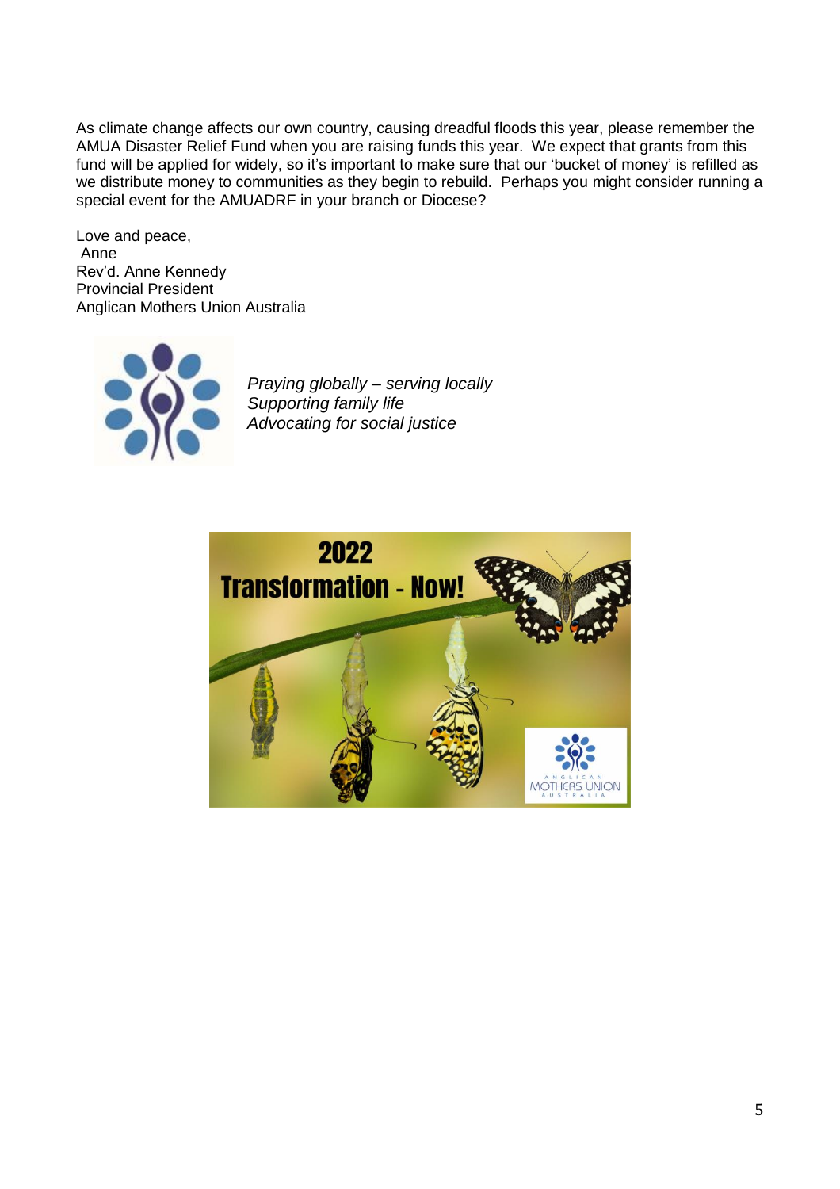As climate change affects our own country, causing dreadful floods this year, please remember the AMUA Disaster Relief Fund when you are raising funds this year. We expect that grants from this fund will be applied for widely, so it's important to make sure that our 'bucket of money' is refilled as we distribute money to communities as they begin to rebuild. Perhaps you might consider running a special event for the AMUADRF in your branch or Diocese?

Love and peace,  
Anne  
Rev'd. Anne Kennedy  
Provincial President  
Anglican Mothers Union Australia

*Praying globally – serving locally*  
*Supporting family life*  
*Advocating for social justice*

2022  
Transformation - Now!

ANGLICAN  
MOTHERS UNION  
AUSTRALIA